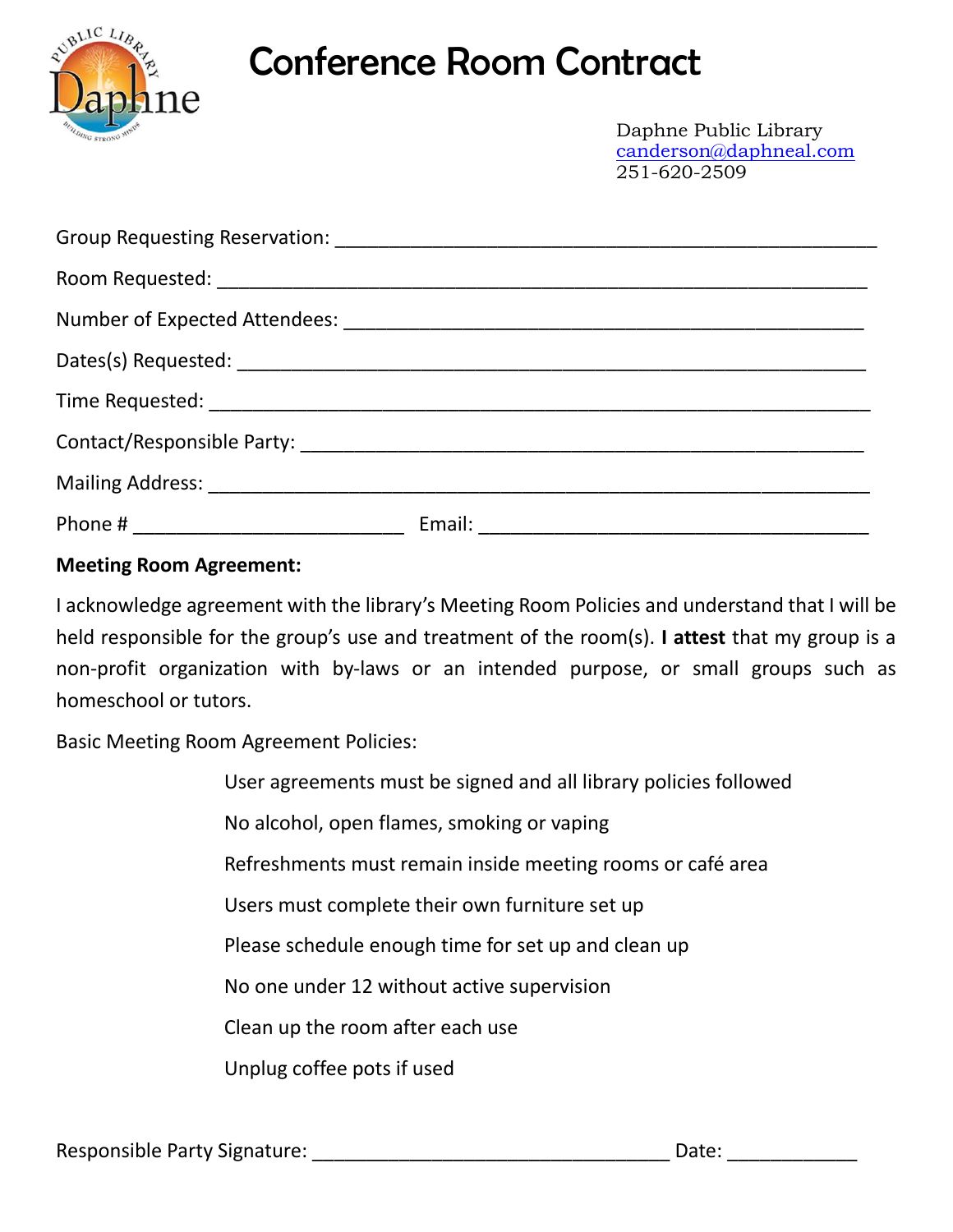# Conference Room Contract

Daphne Public Library
canderson@daphneal.com
251-620-2509

Group Requesting Reservation: ___________________________________________________

Room Requested: ___________________________________________________________

Number of Expected Attendees: _________________________________________________

Dates(s) Requested: _________________________________________________________

Time Requested: ____________________________________________________________

Contact/Responsible Party: ____________________________________________________

Mailing Address: ____________________________________________________________

Phone # __________________________ Email: _____________________________________

**Meeting Room Agreement:**

I acknowledge agreement with the library's Meeting Room Policies and understand that I will be held responsible for the group's use and treatment of the room(s). **I attest** that my group is a non-profit organization with by-laws or an intended purpose, or small groups such as homeschool or tutors.

Basic Meeting Room Agreement Policies:

- User agreements must be signed and all library policies followed
- No alcohol, open flames, smoking or vaping
- Refreshments must remain inside meeting rooms or café area
- Users must complete their own furniture set up
- Please schedule enough time for set up and clean up
- No one under 12 without active supervision
- Clean up the room after each use
- Unplug coffee pots if used

Responsible Party Signature: __________________________________ Date: ____________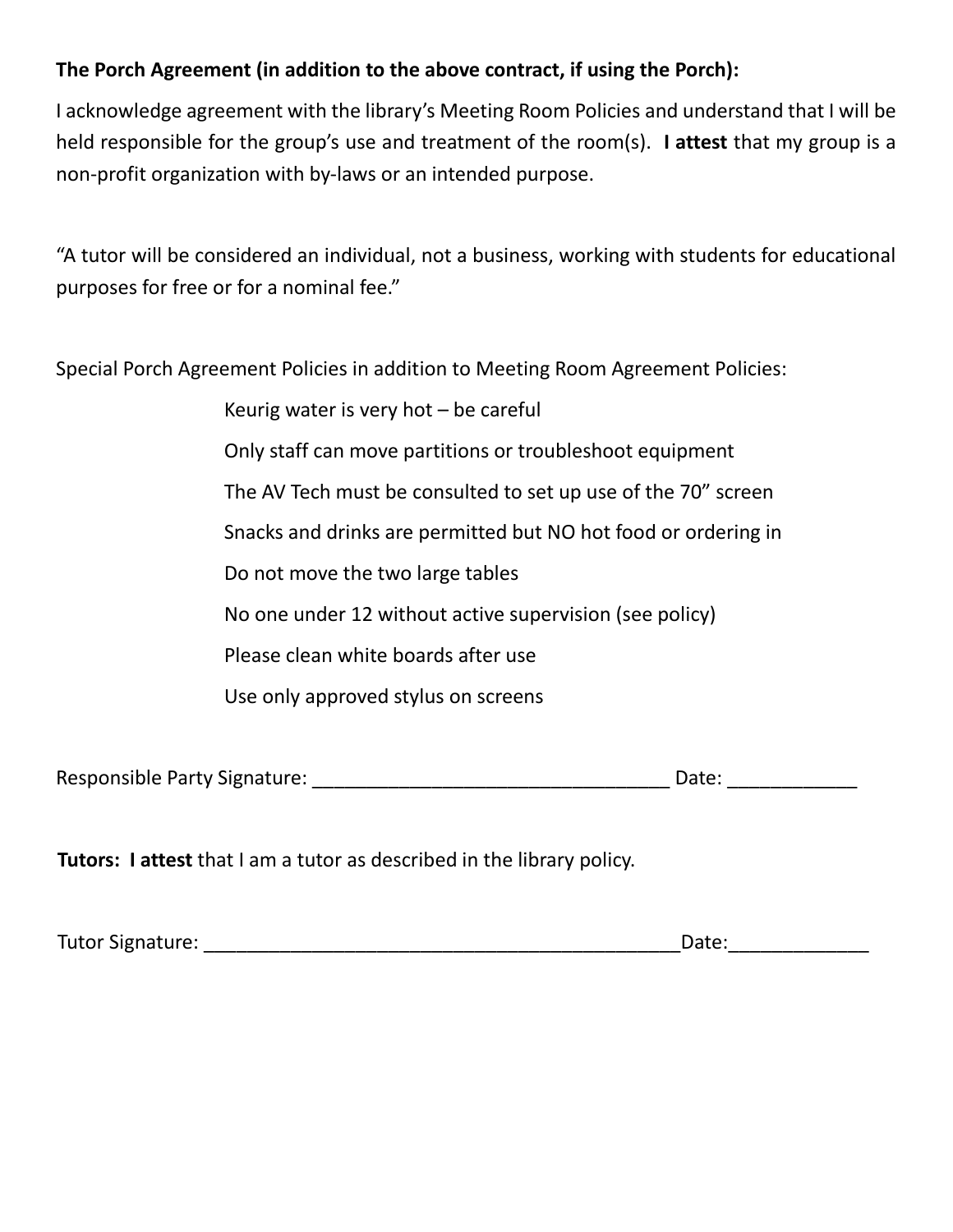**The Porch Agreement (in addition to the above contract, if using the Porch):**

I acknowledge agreement with the library's Meeting Room Policies and understand that I will be held responsible for the group's use and treatment of the room(s). **I attest** that my group is a non-profit organization with by-laws or an intended purpose.

"A tutor will be considered an individual, not a business, working with students for educational purposes for free or for a nominal fee."

Special Porch Agreement Policies in addition to Meeting Room Agreement Policies:

- Keurig water is very hot – be careful
- Only staff can move partitions or troubleshoot equipment
- The AV Tech must be consulted to set up use of the 70" screen
- Snacks and drinks are permitted but NO hot food or ordering in
- Do not move the two large tables
- No one under 12 without active supervision (see policy)
- Please clean white boards after use
- Use only approved stylus on screens

Responsible Party Signature: _________________________________ Date: ____________

**Tutors: I attest** that I am a tutor as described in the library policy.

Tutor Signature: _____________________________________________Date:_____________